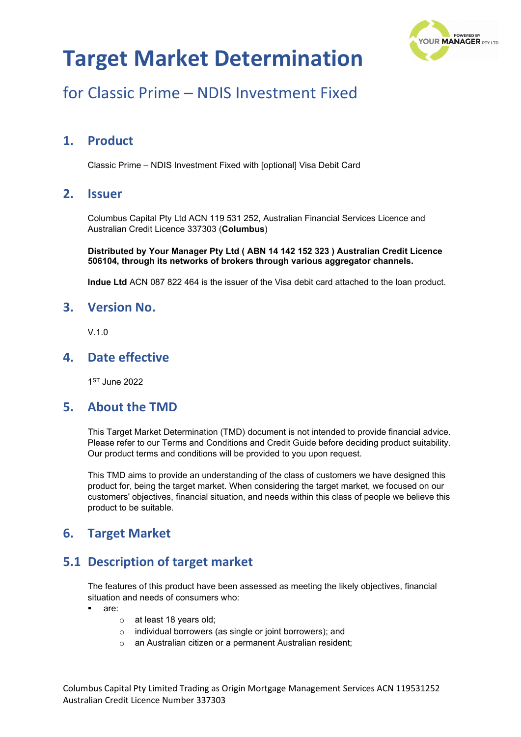# Target Market Determination

## for Classic Prime – NDIS Investment Fixed

## 1. Product

Classic Prime – NDIS Investment Fixed with [optional] Visa Debit Card

## 2. Issuer

Columbus Capital Pty Ltd ACN 119 531 252, Australian Financial Services Licence and Australian Credit Licence 337303 (**Columbus**)

**Distributed by Your Manager Pty Ltd ( ABN 14 142 152 323 ) Australian Credit Licence 506104, through its networks of brokers through various aggregator channels.**

**Indue Ltd** ACN 087 822 464 is the issuer of the Visa debit card attached to the loan product.

## 3. Version No.

V.1.0

## 4. Date effective

1ST June 2022

## 5. About the TMD

This Target Market Determination (TMD) document is not intended to provide financial advice. Please refer to our Terms and Conditions and Credit Guide before deciding product suitability. Our product terms and conditions will be provided to you upon request.

This TMD aims to provide an understanding of the class of customers we have designed this product for, being the target market. When considering the target market, we focused on our customers' objectives, financial situation, and needs within this class of people we believe this product to be suitable.

## 6. Target Market

## 5.1 Description of target market

The features of this product have been assessed as meeting the likely objectives, financial situation and needs of consumers who:

- are:
  - at least 18 years old;
  - individual borrowers (as single or joint borrowers); and
  - an Australian citizen or a permanent Australian resident;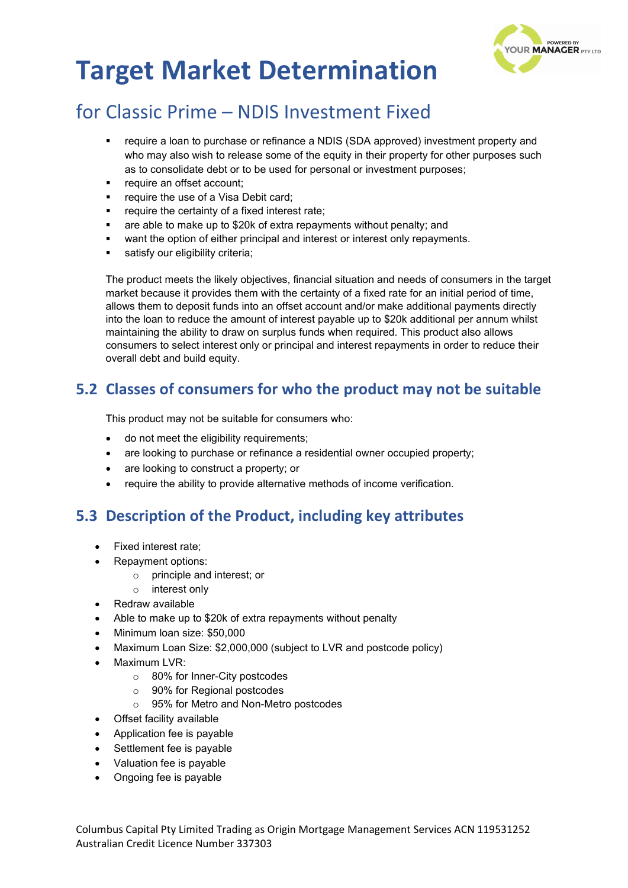# Target Market Determination

## for Classic Prime – NDIS Investment Fixed

- require a loan to purchase or refinance a NDIS (SDA approved) investment property and who may also wish to release some of the equity in their property for other purposes such as to consolidate debt or to be used for personal or investment purposes;
- require an offset account;
- require the use of a Visa Debit card;
- require the certainty of a fixed interest rate;
- are able to make up to $20k of extra repayments without penalty; and
- want the option of either principal and interest or interest only repayments.
- satisfy our eligibility criteria;

The product meets the likely objectives, financial situation and needs of consumers in the target market because it provides them with the certainty of a fixed rate for an initial period of time, allows them to deposit funds into an offset account and/or make additional payments directly into the loan to reduce the amount of interest payable up to $20k additional per annum whilst maintaining the ability to draw on surplus funds when required. This product also allows consumers to select interest only or principal and interest repayments in order to reduce their overall debt and build equity.

## 5.2 Classes of consumers for who the product may not be suitable

This product may not be suitable for consumers who:

- do not meet the eligibility requirements;
- are looking to purchase or refinance a residential owner occupied property;
- are looking to construct a property; or
- require the ability to provide alternative methods of income verification.

## 5.3 Description of the Product, including key attributes

- Fixed interest rate;
- Repayment options:
  - principle and interest; or
  - interest only
- Redraw available
- Able to make up to $20k of extra repayments without penalty
- Minimum loan size: $50,000
- Maximum Loan Size: $2,000,000 (subject to LVR and postcode policy)
- Maximum LVR:
  - 80% for Inner-City postcodes
  - 90% for Regional postcodes
  - 95% for Metro and Non-Metro postcodes
- Offset facility available
- Application fee is payable
- Settlement fee is payable
- Valuation fee is payable
- Ongoing fee is payable

Columbus Capital Pty Limited Trading as Origin Mortgage Management Services ACN 119531252
Australian Credit Licence Number 337303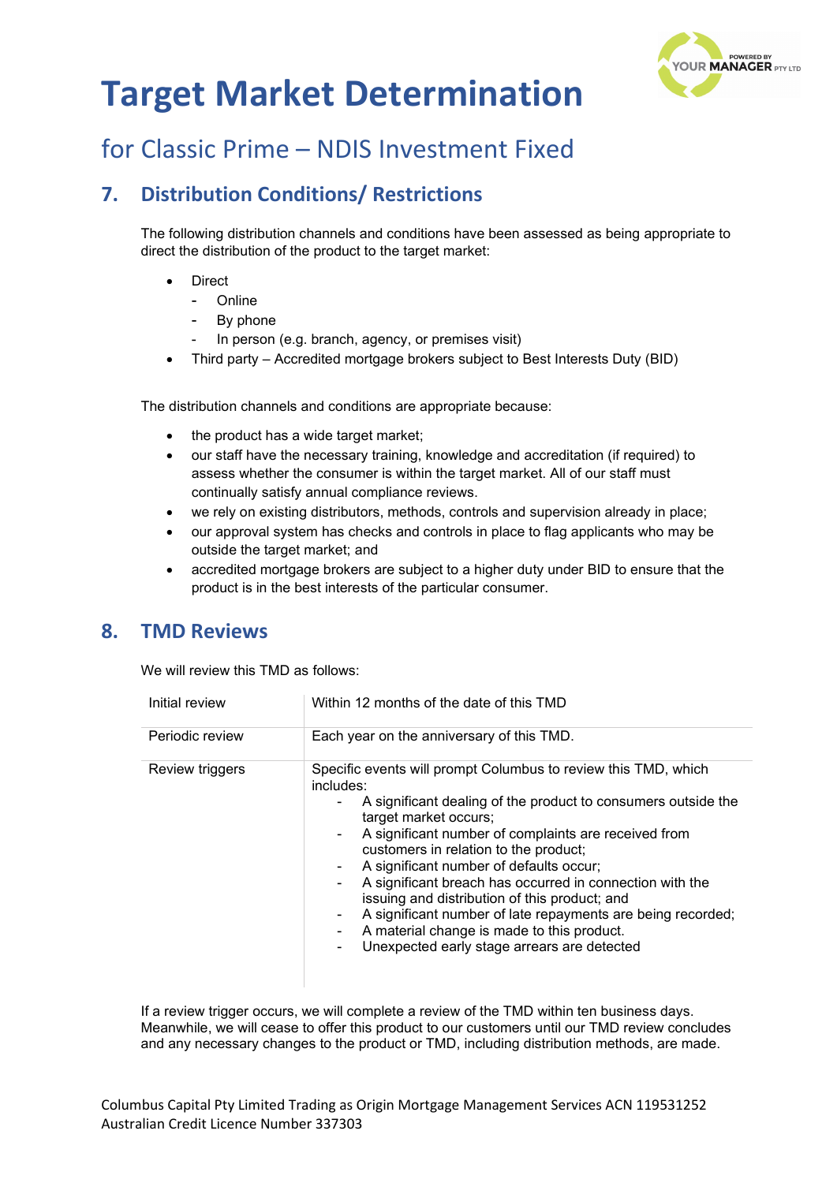# Target Market Determination

## for Classic Prime – NDIS Investment Fixed

## 7. Distribution Conditions/ Restrictions

The following distribution channels and conditions have been assessed as being appropriate to direct the distribution of the product to the target market:

- Direct
  - Online
  - By phone
  - In person (e.g. branch, agency, or premises visit)
- Third party – Accredited mortgage brokers subject to Best Interests Duty (BID)

The distribution channels and conditions are appropriate because:

- the product has a wide target market;
- our staff have the necessary training, knowledge and accreditation (if required) to assess whether the consumer is within the target market. All of our staff must continually satisfy annual compliance reviews.
- we rely on existing distributors, methods, controls and supervision already in place;
- our approval system has checks and controls in place to flag applicants who may be outside the target market; and
- accredited mortgage brokers are subject to a higher duty under BID to ensure that the product is in the best interests of the particular consumer.

## 8. TMD Reviews

We will review this TMD as follows:

| | |
|---|---|
| Initial review | Within 12 months of the date of this TMD |
| Periodic review | Each year on the anniversary of this TMD. |
| Review triggers | Specific events will prompt Columbus to review this TMD, which includes:<br>- A significant dealing of the product to consumers outside the target market occurs;<br>- A significant number of complaints are received from customers in relation to the product;<br>- A significant number of defaults occur;<br>- A significant breach has occurred in connection with the issuing and distribution of this product; and<br>- A significant number of late repayments are being recorded;<br>- A material change is made to this product.<br>- Unexpected early stage arrears are detected |

If a review trigger occurs, we will complete a review of the TMD within ten business days. Meanwhile, we will cease to offer this product to our customers until our TMD review concludes and any necessary changes to the product or TMD, including distribution methods, are made.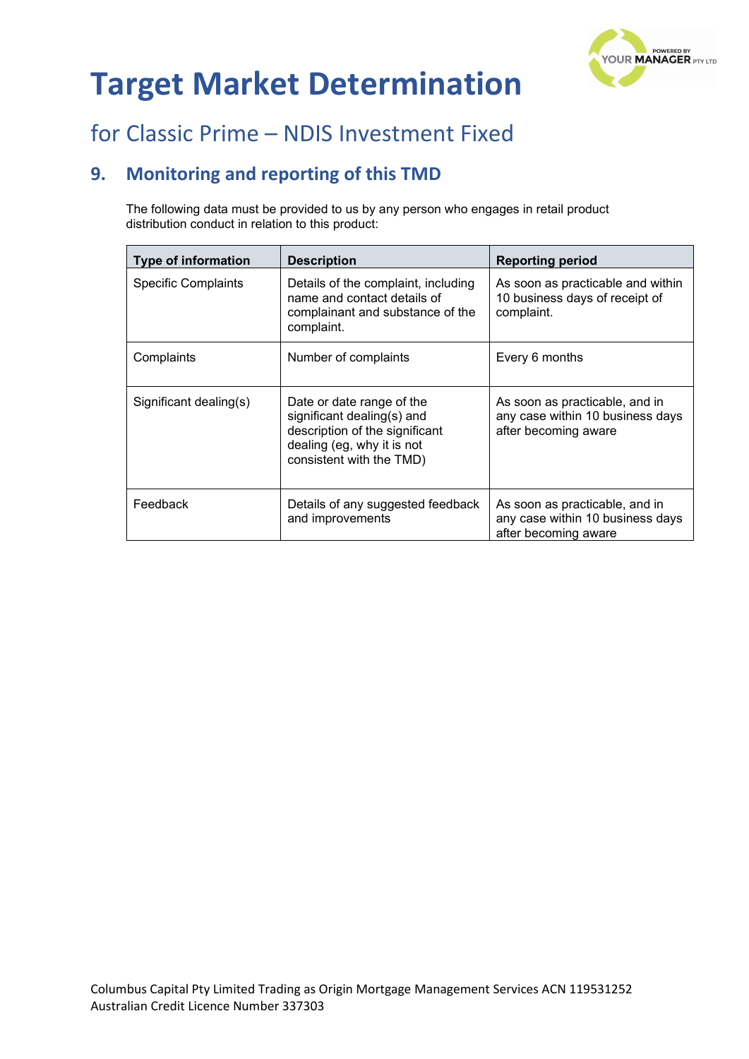# Target Market Determination

## for Classic Prime – NDIS Investment Fixed

## 9. Monitoring and reporting of this TMD

The following data must be provided to us by any person who engages in retail product distribution conduct in relation to this product:

| Type of information | Description | Reporting period |
|---|---|---|
| Specific Complaints | Details of the complaint, including name and contact details of complainant and substance of the complaint. | As soon as practicable and within 10 business days of receipt of complaint. |
| Complaints | Number of complaints | Every 6 months |
| Significant dealing(s) | Date or date range of the significant dealing(s) and description of the significant dealing (eg, why it is not consistent with the TMD) | As soon as practicable, and in any case within 10 business days after becoming aware |
| Feedback | Details of any suggested feedback and improvements | As soon as practicable, and in any case within 10 business days after becoming aware |